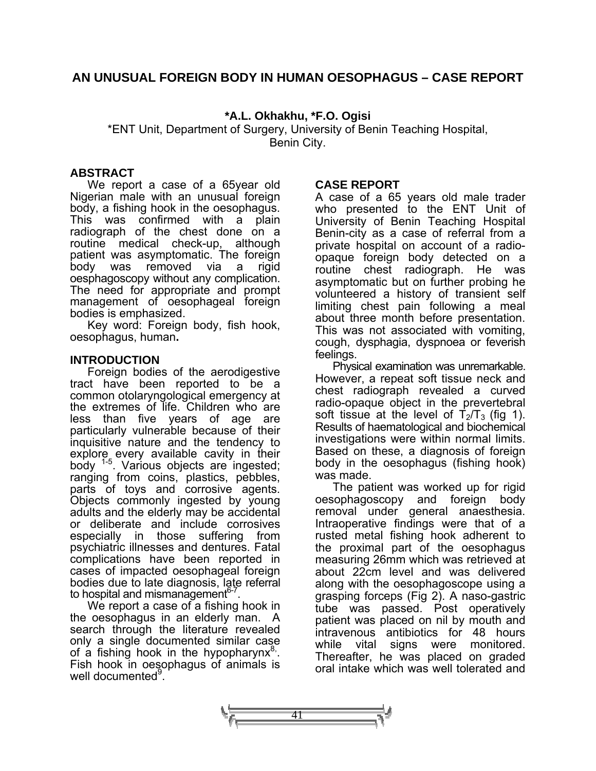# AN UNUSUAL FOREIGN BODY IN HUMAN OESOPHAGUS – CASE REPORT

**\*A.L. Okhakhu, \*F.O. Ogisi**

\*ENT Unit, Department of Surgery, University of Benin Teaching Hospital, Benin City.

## ABSTRACT

We report a case of a 65year old Nigerian male with an unusual foreign body, a fishing hook in the oesophagus. This was confirmed with a plain radiograph of the chest done on a routine medical check-up, although patient was asymptomatic. The foreign body was removed via a rigid oesphagoscopy without any complication. The need for appropriate and prompt management of oesophageal foreign bodies is emphasized.

Key word: Foreign body, fish hook, oesophagus, human**.**

## INTRODUCTION

Foreign bodies of the aerodigestive tract have been reported to be a common otolaryngological emergency at the extremes of life. Children who are less than five years of age are particularly vulnerable because of their inquisitive nature and the tendency to explore every available cavity in their body [1-5]. Various objects are ingested; ranging from coins, plastics, pebbles, parts of toys and corrosive agents. Objects commonly ingested by young adults and the elderly may be accidental or deliberate and include corrosives especially in those suffering from psychiatric illnesses and dentures. Fatal complications have been reported in cases of impacted oesophageal foreign bodies due to late diagnosis, late referral to hospital and mismanagement[6-7].

We report a case of a fishing hook in the oesophagus in an elderly man. A search through the literature revealed only a single documented similar case of a fishing hook in the hypopharynx[8,]. Fish hook in oesophagus of animals is well documented[9].

## CASE REPORT

A case of a 65 years old male trader who presented to the ENT Unit of University of Benin Teaching Hospital Benin-city as a case of referral from a private hospital on account of a radio-opaque foreign body detected on a routine chest radiograph. He was asymptomatic but on further probing he volunteered a history of transient self limiting chest pain following a meal about three month before presentation. This was not associated with vomiting, cough, dysphagia, dyspnoea or feverish feelings.

Physical examination was unremarkable. However, a repeat soft tissue neck and chest radiograph revealed a curved radio-opaque object in the prevertebral soft tissue at the level of $T_2/T_3$ (fig 1). Results of haematological and biochemical investigations were within normal limits. Based on these, a diagnosis of foreign body in the oesophagus (fishing hook) was made.

The patient was worked up for rigid oesophagoscopy and foreign body removal under general anaesthesia. Intraoperative findings were that of a rusted metal fishing hook adherent to the proximal part of the oesophagus measuring 26mm which was retrieved at about 22cm level and was delivered along with the oesophagoscope using a grasping forceps (Fig 2). A naso-gastric tube was passed. Post operatively patient was placed on nil by mouth and intravenous antibiotics for 48 hours while vital signs were monitored. Thereafter, he was placed on graded oral intake which was well tolerated and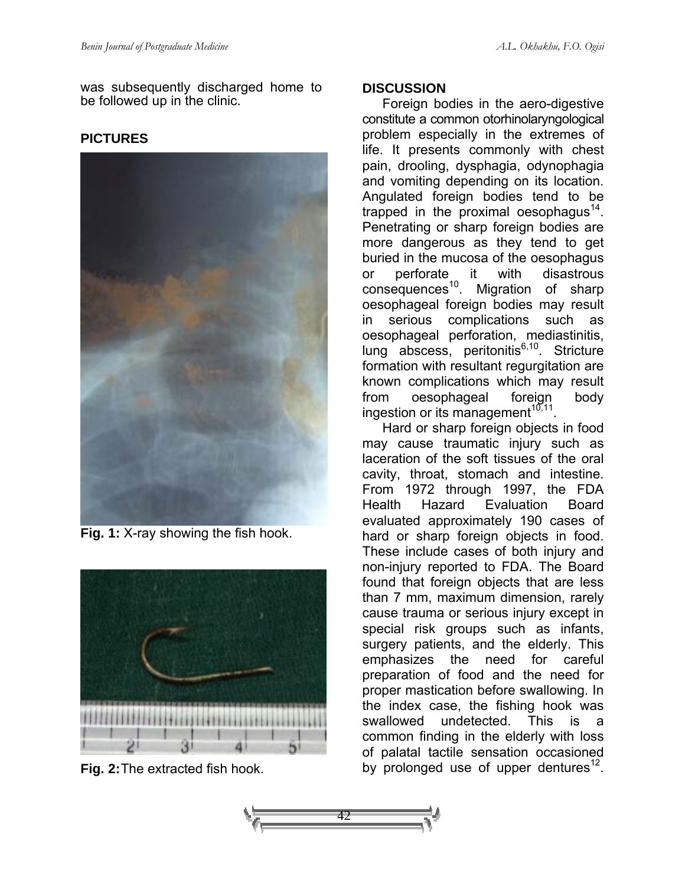was subsequently discharged home to be followed up in the clinic.

## PICTURES

**Fig. 1:** X-ray showing the fish hook.

**Fig. 2:** The extracted fish hook.

## DISCUSSION

Foreign bodies in the aero-digestive constitute a common otorhinolaryngological problem especially in the extremes of life. It presents commonly with chest pain, drooling, dysphagia, odynophagia and vomiting depending on its location. Angulated foreign bodies tend to be trapped in the proximal oesophagus[14]. Penetrating or sharp foreign bodies are more dangerous as they tend to get buried in the mucosa of the oesophagus or perforate it with disastrous consequences[10]. Migration of sharp oesophageal foreign bodies may result in serious complications such as oesophageal perforation, mediastinitis, lung abscess, peritonitis[6,10]. Stricture formation with resultant regurgitation are known complications which may result from oesophageal foreign body ingestion or its management[10,11].

Hard or sharp foreign objects in food may cause traumatic injury such as laceration of the soft tissues of the oral cavity, throat, stomach and intestine. From 1972 through 1997, the FDA Health Hazard Evaluation Board evaluated approximately 190 cases of hard or sharp foreign objects in food. These include cases of both injury and non-injury reported to FDA. The Board found that foreign objects that are less than 7 mm, maximum dimension, rarely cause trauma or serious injury except in special risk groups such as infants, surgery patients, and the elderly. This emphasizes the need for careful preparation of food and the need for proper mastication before swallowing. In the index case, the fishing hook was swallowed undetected. This is a common finding in the elderly with loss of palatal tactile sensation occasioned by prolonged use of upper dentures[12].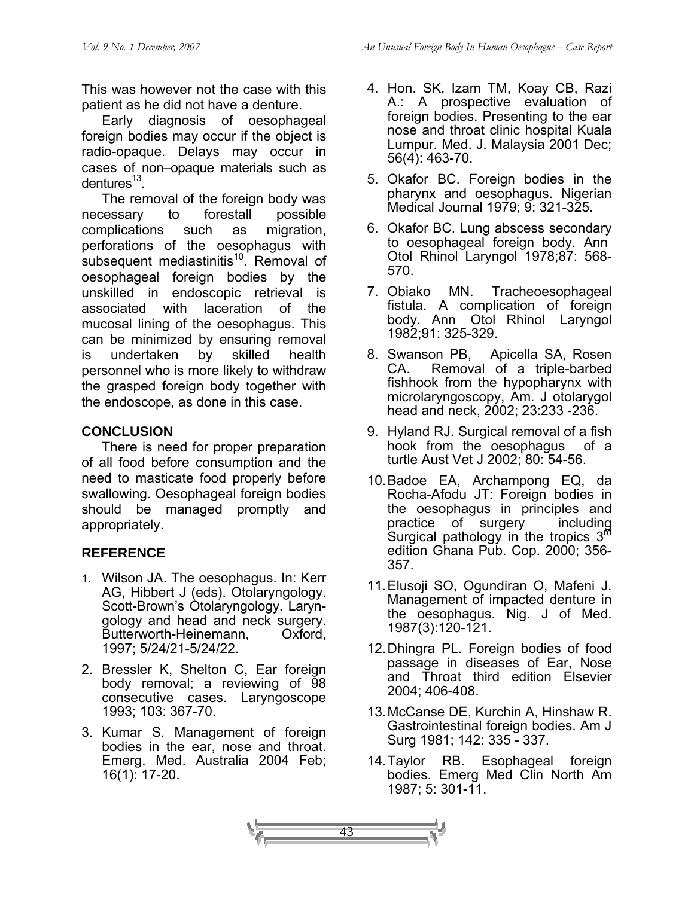This was however not the case with this patient as he did not have a denture.

Early diagnosis of oesophageal foreign bodies may occur if the object is radio-opaque. Delays may occur in cases of non–opaque materials such as dentures[13].

The removal of the foreign body was necessary to forestall possible complications such as migration, perforations of the oesophagus with subsequent mediastinitis[10]. Removal of oesophageal foreign bodies by the unskilled in endoscopic retrieval is associated with laceration of the mucosal lining of the oesophagus. This can be minimized by ensuring removal is undertaken by skilled health personnel who is more likely to withdraw the grasped foreign body together with the endoscope, as done in this case.

## CONCLUSION

There is need for proper preparation of all food before consumption and the need to masticate food properly before swallowing. Oesophageal foreign bodies should be managed promptly and appropriately.

## REFERENCE

1. Wilson JA. The oesophagus. In: Kerr AG, Hibbert J (eds). Otolaryngology. Scott-Brown's Otolaryngology. Laryngology and head and neck surgery. Butterworth-Heinemann, Oxford, 1997; 5/24/21-5/24/22.
2. Bressler K, Shelton C, Ear foreign body removal; a reviewing of 98 consecutive cases. Laryngoscope 1993; 103: 367-70.
3. Kumar S. Management of foreign bodies in the ear, nose and throat. Emerg. Med. Australia 2004 Feb; 16(1): 17-20.
4. Hon. SK, Izam TM, Koay CB, Razi A.: A prospective evaluation of foreign bodies. Presenting to the ear nose and throat clinic hospital Kuala Lumpur. Med. J. Malaysia 2001 Dec; 56(4): 463-70.
5. Okafor BC. Foreign bodies in the pharynx and oesophagus. Nigerian Medical Journal 1979; 9: 321-325.
6. Okafor BC. Lung abscess secondary to oesophageal foreign body. Ann Otol Rhinol Laryngol 1978;87: 568-570.
7. Obiako MN. Tracheoesophageal fistula. A complication of foreign body. Ann Otol Rhinol Laryngol 1982;91: 325-329.
8. Swanson PB, Apicella SA, Rosen CA. Removal of a triple-barbed fishhook from the hypopharynx with microlaryngoscopy, Am. J otolarygol head and neck, 2002; 23:233 -236.
9. Hyland RJ. Surgical removal of a fish hook from the oesophagus of a turtle Aust Vet J 2002; 80: 54-56.
10. Badoe EA, Archampong EQ, da Rocha-Afodu JT: Foreign bodies in the oesophagus in principles and practice of surgery including Surgical pathology in the tropics 3rd edition Ghana Pub. Cop. 2000; 356-357.
11. Elusoji SO, Ogundiran O, Mafeni J. Management of impacted denture in the oesophagus. Nig. J of Med. 1987(3):120-121.
12. Dhingra PL. Foreign bodies of food passage in diseases of Ear, Nose and Throat third edition Elsevier 2004; 406-408.
13. McCanse DE, Kurchin A, Hinshaw R. Gastrointestinal foreign bodies. Am J Surg 1981; 142: 335 - 337.
14. Taylor RB. Esophageal foreign bodies. Emerg Med Clin North Am 1987; 5: 301-11.